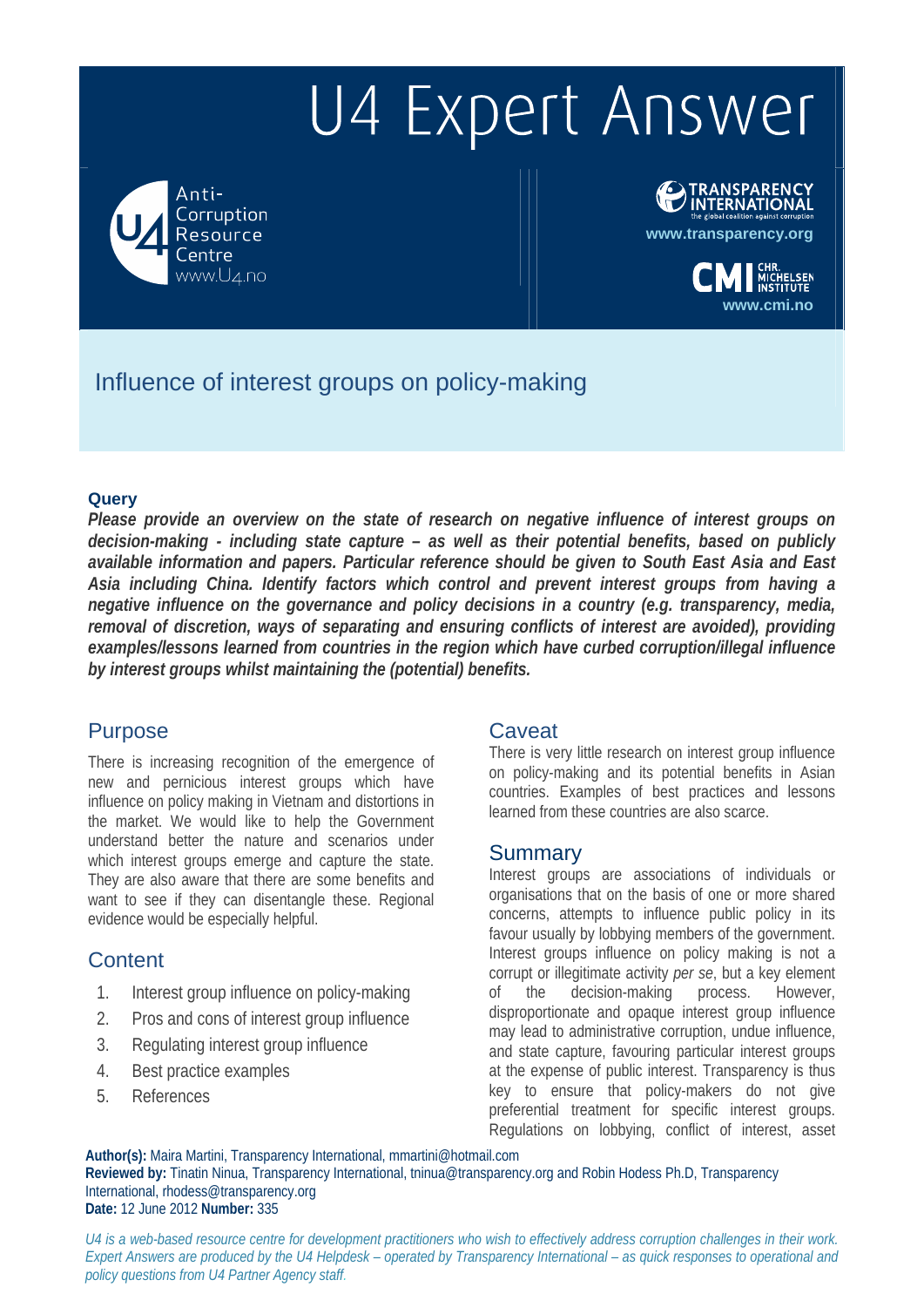# U4 Expert Answer

Anti-Corruption Resource Centre
www.U4.no

TRANSPARENCY INTERNATIONAL
the global coalition against corruption
www.transparency.org

CMI CHR. MICHELSEN INSTITUTE
www.cmi.no

## Influence of interest groups on policy-making

**Query**

***Please provide an overview on the state of research on negative influence of interest groups on decision-making - including state capture – as well as their potential benefits, based on publicly available information and papers. Particular reference should be given to South East Asia and East Asia including China. Identify factors which control and prevent interest groups from having a negative influence on the governance and policy decisions in a country (e.g. transparency, media, removal of discretion, ways of separating and ensuring conflicts of interest are avoided), providing examples/lessons learned from countries in the region which have curbed corruption/illegal influence by interest groups whilst maintaining the (potential) benefits.***

## Purpose

There is increasing recognition of the emergence of new and pernicious interest groups which have influence on policy making in Vietnam and distortions in the market. We would like to help the Government understand better the nature and scenarios under which interest groups emerge and capture the state. They are also aware that there are some benefits and want to see if they can disentangle these. Regional evidence would be especially helpful.

## Content

1. Interest group influence on policy-making
2. Pros and cons of interest group influence
3. Regulating interest group influence
4. Best practice examples
5. References

## Caveat

There is very little research on interest group influence on policy-making and its potential benefits in Asian countries. Examples of best practices and lessons learned from these countries are also scarce.

## Summary

Interest groups are associations of individuals or organisations that on the basis of one or more shared concerns, attempts to influence public policy in its favour usually by lobbying members of the government. Interest groups influence on policy making is not a corrupt or illegitimate activity *per se*, but a key element of the decision-making process. However, disproportionate and opaque interest group influence may lead to administrative corruption, undue influence, and state capture, favouring particular interest groups at the expense of public interest. Transparency is thus key to ensure that policy-makers do not give preferential treatment for specific interest groups. Regulations on lobbying, conflict of interest, asset

**Author(s):** Maira Martini, Transparency International, mmartini@hotmail.com
**Reviewed by:** Tinatin Ninua, Transparency International, tninua@transparency.org and Robin Hodess Ph.D, Transparency International, rhodess@transparency.org
**Date:** 12 June 2012 **Number:** 335

*U4 is a web-based resource centre for development practitioners who wish to effectively address corruption challenges in their work. Expert Answers are produced by the U4 Helpdesk – operated by Transparency International – as quick responses to operational and policy questions from U4 Partner Agency staff.*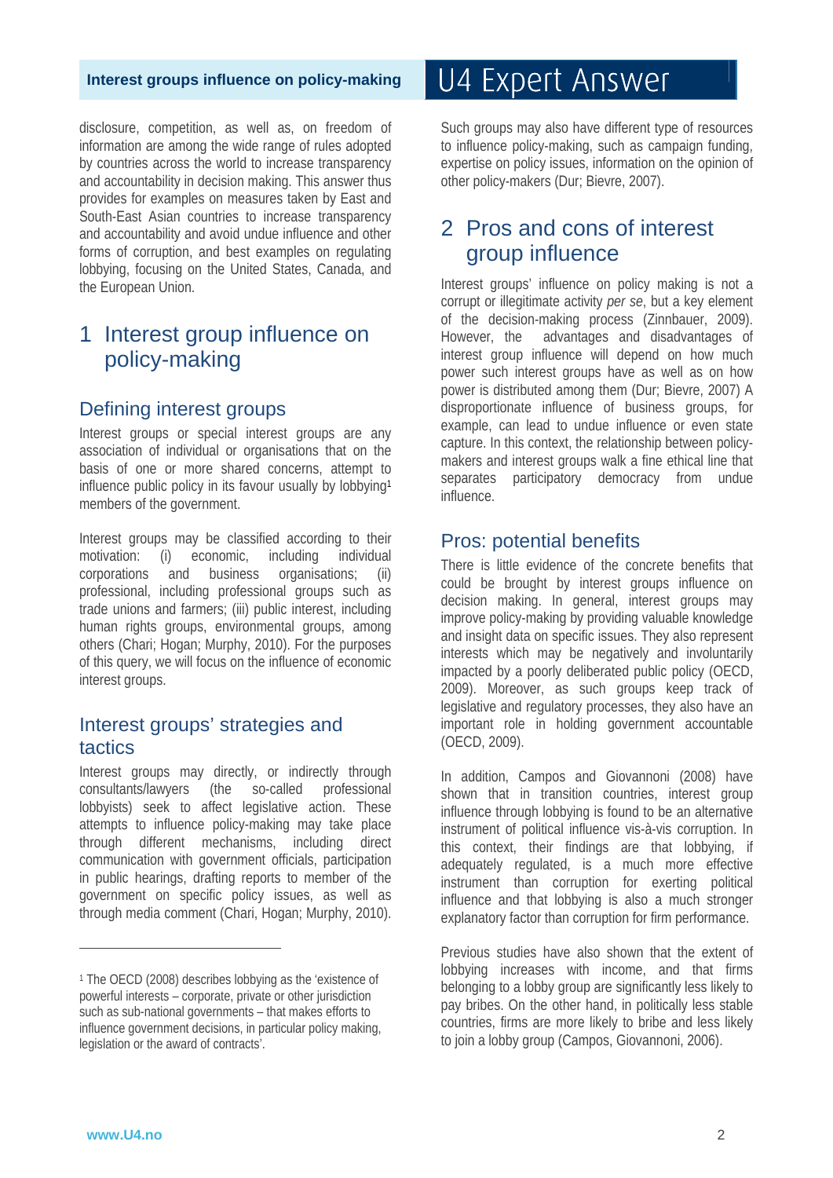disclosure, competition, as well as, on freedom of information are among the wide range of rules adopted by countries across the world to increase transparency and accountability in decision making. This answer thus provides for examples on measures taken by East and South-East Asian countries to increase transparency and accountability and avoid undue influence and other forms of corruption, and best examples on regulating lobbying, focusing on the United States, Canada, and the European Union.

# 1 Interest group influence on policy-making

## Defining interest groups

Interest groups or special interest groups are any association of individual or organisations that on the basis of one or more shared concerns, attempt to influence public policy in its favour usually by lobbying[1] members of the government.

Interest groups may be classified according to their motivation: (i) economic, including individual corporations and business organisations; (ii) professional, including professional groups such as trade unions and farmers; (iii) public interest, including human rights groups, environmental groups, among others (Chari; Hogan; Murphy, 2010). For the purposes of this query, we will focus on the influence of economic interest groups.

## Interest groups' strategies and tactics

Interest groups may directly, or indirectly through consultants/lawyers (the so-called professional lobbyists) seek to affect legislative action. These attempts to influence policy-making may take place through different mechanisms, including direct communication with government officials, participation in public hearings, drafting reports to member of the government on specific policy issues, as well as through media comment (Chari, Hogan; Murphy, 2010).

Such groups may also have different type of resources to influence policy-making, such as campaign funding, expertise on policy issues, information on the opinion of other policy-makers (Dur; Bievre, 2007).

# 2 Pros and cons of interest group influence

Interest groups' influence on policy making is not a corrupt or illegitimate activity *per se*, but a key element of the decision-making process (Zinnbauer, 2009). However, the advantages and disadvantages of interest group influence will depend on how much power such interest groups have as well as on how power is distributed among them (Dur; Bievre, 2007) A disproportionate influence of business groups, for example, can lead to undue influence or even state capture. In this context, the relationship between policy-makers and interest groups walk a fine ethical line that separates participatory democracy from undue influence.

## Pros: potential benefits

There is little evidence of the concrete benefits that could be brought by interest groups influence on decision making. In general, interest groups may improve policy-making by providing valuable knowledge and insight data on specific issues. They also represent interests which may be negatively and involuntarily impacted by a poorly deliberated public policy (OECD, 2009). Moreover, as such groups keep track of legislative and regulatory processes, they also have an important role in holding government accountable (OECD, 2009).

In addition, Campos and Giovannoni (2008) have shown that in transition countries, interest group influence through lobbying is found to be an alternative instrument of political influence vis-à-vis corruption. In this context, their findings are that lobbying, if adequately regulated, is a much more effective instrument than corruption for exerting political influence and that lobbying is also a much stronger explanatory factor than corruption for firm performance.

Previous studies have also shown that the extent of lobbying increases with income, and that firms belonging to a lobby group are significantly less likely to pay bribes. On the other hand, in politically less stable countries, firms are more likely to bribe and less likely to join a lobby group (Campos, Giovannoni, 2006).

---

[1] The OECD (2008) describes lobbying as the 'existence of powerful interests – corporate, private or other jurisdiction such as sub-national governments – that makes efforts to influence government decisions, in particular policy making, legislation or the award of contracts'.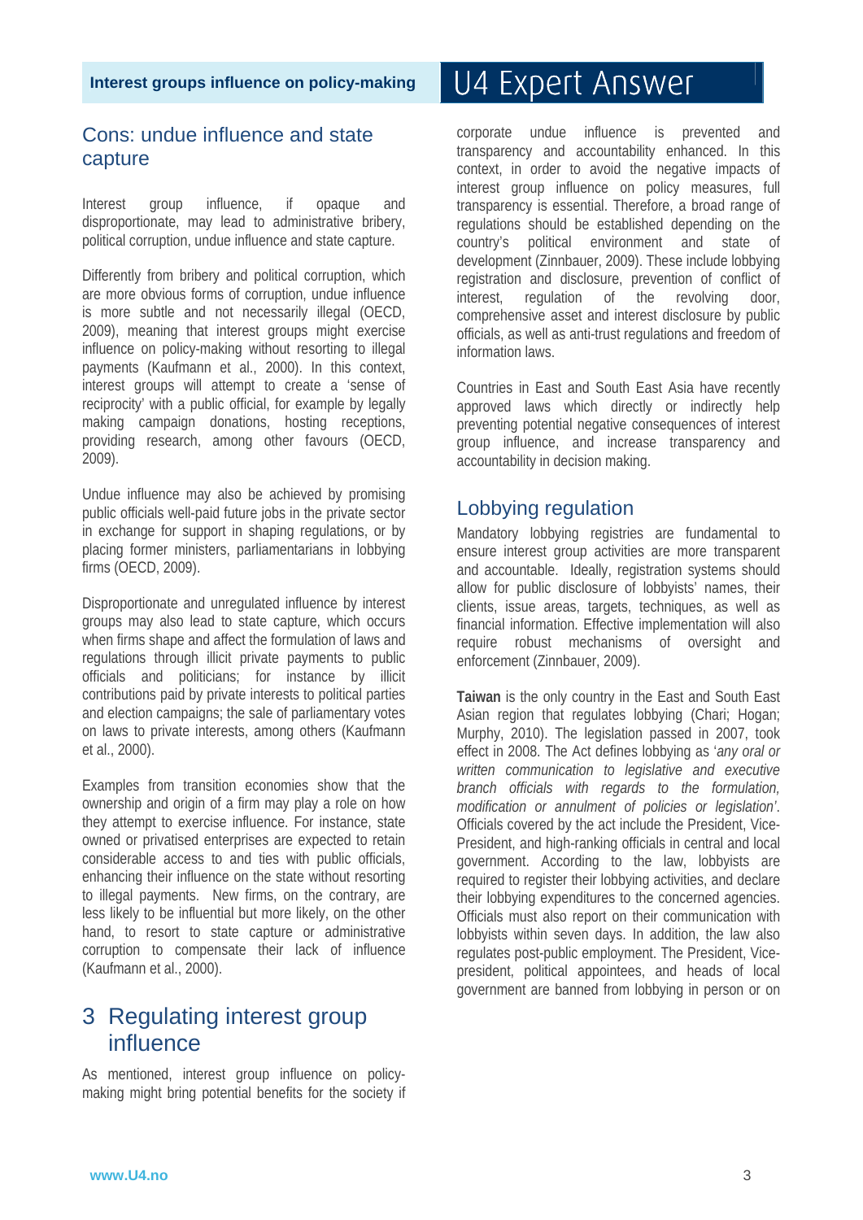## Cons: undue influence and state capture

Interest group influence, if opaque and disproportionate, may lead to administrative bribery, political corruption, undue influence and state capture.

Differently from bribery and political corruption, which are more obvious forms of corruption, undue influence is more subtle and not necessarily illegal (OECD, 2009), meaning that interest groups might exercise influence on policy-making without resorting to illegal payments (Kaufmann et al., 2000). In this context, interest groups will attempt to create a 'sense of reciprocity' with a public official, for example by legally making campaign donations, hosting receptions, providing research, among other favours (OECD, 2009).

Undue influence may also be achieved by promising public officials well-paid future jobs in the private sector in exchange for support in shaping regulations, or by placing former ministers, parliamentarians in lobbying firms (OECD, 2009).

Disproportionate and unregulated influence by interest groups may also lead to state capture, which occurs when firms shape and affect the formulation of laws and regulations through illicit private payments to public officials and politicians; for instance by illicit contributions paid by private interests to political parties and election campaigns; the sale of parliamentary votes on laws to private interests, among others (Kaufmann et al., 2000).

Examples from transition economies show that the ownership and origin of a firm may play a role on how they attempt to exercise influence. For instance, state owned or privatised enterprises are expected to retain considerable access to and ties with public officials, enhancing their influence on the state without resorting to illegal payments. New firms, on the contrary, are less likely to be influential but more likely, on the other hand, to resort to state capture or administrative corruption to compensate their lack of influence (Kaufmann et al., 2000).

# 3 Regulating interest group influence

As mentioned, interest group influence on policy-making might bring potential benefits for the society if corporate undue influence is prevented and transparency and accountability enhanced. In this context, in order to avoid the negative impacts of interest group influence on policy measures, full transparency is essential. Therefore, a broad range of regulations should be established depending on the country's political environment and state of development (Zinnbauer, 2009). These include lobbying registration and disclosure, prevention of conflict of interest, regulation of the revolving door, comprehensive asset and interest disclosure by public officials, as well as anti-trust regulations and freedom of information laws.

Countries in East and South East Asia have recently approved laws which directly or indirectly help preventing potential negative consequences of interest group influence, and increase transparency and accountability in decision making.

## Lobbying regulation

Mandatory lobbying registries are fundamental to ensure interest group activities are more transparent and accountable. Ideally, registration systems should allow for public disclosure of lobbyists' names, their clients, issue areas, targets, techniques, as well as financial information. Effective implementation will also require robust mechanisms of oversight and enforcement (Zinnbauer, 2009).

**Taiwan** is the only country in the East and South East Asian region that regulates lobbying (Chari; Hogan; Murphy, 2010). The legislation passed in 2007, took effect in 2008. The Act defines lobbying as '*any oral or written communication to legislative and executive branch officials with regards to the formulation, modification or annulment of policies or legislation*'. Officials covered by the act include the President, Vice-President, and high-ranking officials in central and local government. According to the law, lobbyists are required to register their lobbying activities, and declare their lobbying expenditures to the concerned agencies. Officials must also report on their communication with lobbyists within seven days. In addition, the law also regulates post-public employment. The President, Vice-president, political appointees, and heads of local government are banned from lobbying in person or on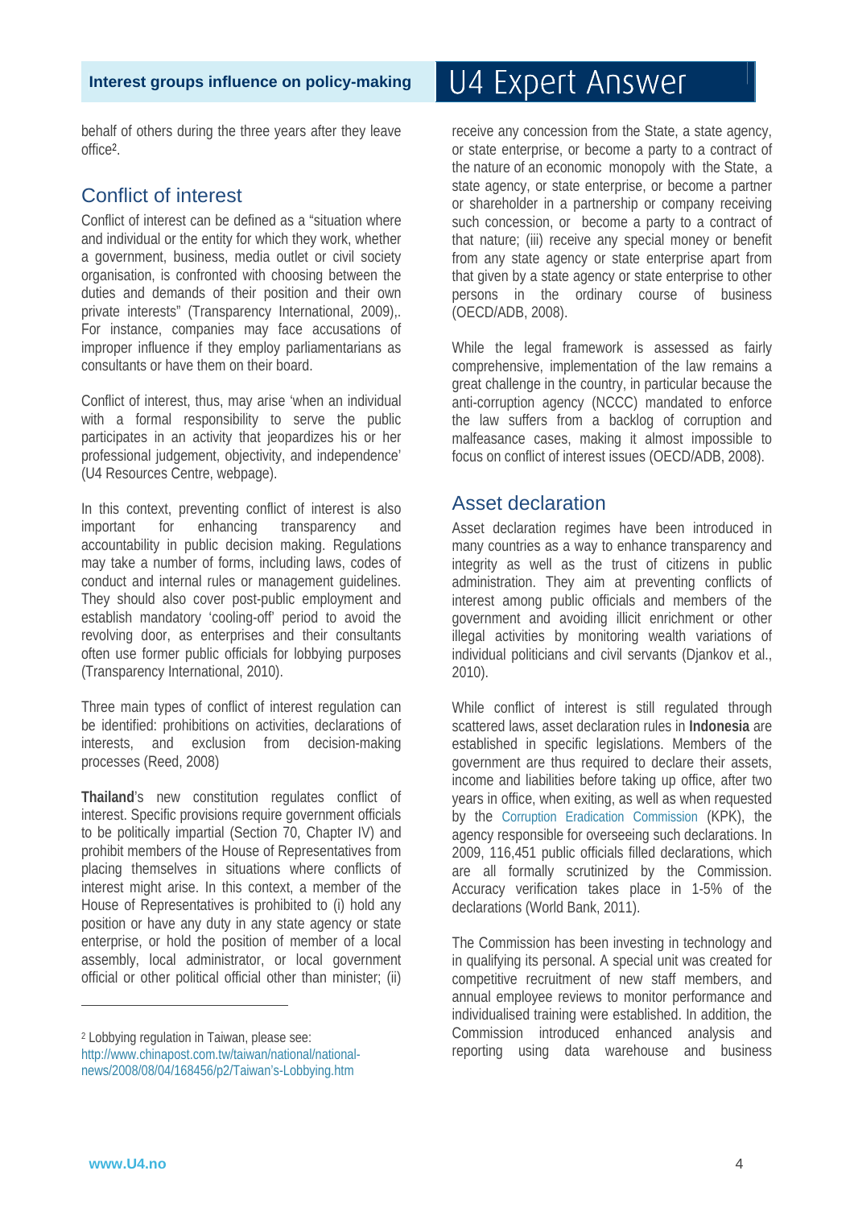behalf of others during the three years after they leave office[2].

## Conflict of interest

Conflict of interest can be defined as a "situation where and individual or the entity for which they work, whether a government, business, media outlet or civil society organisation, is confronted with choosing between the duties and demands of their position and their own private interests" (Transparency International, 2009),. For instance, companies may face accusations of improper influence if they employ parliamentarians as consultants or have them on their board.

Conflict of interest, thus, may arise 'when an individual with a formal responsibility to serve the public participates in an activity that jeopardizes his or her professional judgement, objectivity, and independence' (U4 Resources Centre, webpage).

In this context, preventing conflict of interest is also important for enhancing transparency and accountability in public decision making. Regulations may take a number of forms, including laws, codes of conduct and internal rules or management guidelines. They should also cover post-public employment and establish mandatory 'cooling-off' period to avoid the revolving door, as enterprises and their consultants often use former public officials for lobbying purposes (Transparency International, 2010).

Three main types of conflict of interest regulation can be identified: prohibitions on activities, declarations of interests, and exclusion from decision-making processes (Reed, 2008)

**Thailand**'s new constitution regulates conflict of interest. Specific provisions require government officials to be politically impartial (Section 70, Chapter IV) and prohibit members of the House of Representatives from placing themselves in situations where conflicts of interest might arise. In this context, a member of the House of Representatives is prohibited to (i) hold any position or have any duty in any state agency or state enterprise, or hold the position of member of a local assembly, local administrator, or local government official or other political official other than minister; (ii) receive any concession from the State, a state agency, or state enterprise, or become a party to a contract of the nature of an economic monopoly with the State, a state agency, or state enterprise, or become a partner or shareholder in a partnership or company receiving such concession, or become a party to a contract of that nature; (iii) receive any special money or benefit from any state agency or state enterprise apart from that given by a state agency or state enterprise to other persons in the ordinary course of business (OECD/ADB, 2008).

While the legal framework is assessed as fairly comprehensive, implementation of the law remains a great challenge in the country, in particular because the anti-corruption agency (NCCC) mandated to enforce the law suffers from a backlog of corruption and malfeasance cases, making it almost impossible to focus on conflict of interest issues (OECD/ADB, 2008).

## Asset declaration

Asset declaration regimes have been introduced in many countries as a way to enhance transparency and integrity as well as the trust of citizens in public administration. They aim at preventing conflicts of interest among public officials and members of the government and avoiding illicit enrichment or other illegal activities by monitoring wealth variations of individual politicians and civil servants (Djankov et al., 2010).

While conflict of interest is still regulated through scattered laws, asset declaration rules in **Indonesia** are established in specific legislations. Members of the government are thus required to declare their assets, income and liabilities before taking up office, after two years in office, when exiting, as well as when requested by the Corruption Eradication Commission (KPK), the agency responsible for overseeing such declarations. In 2009, 116,451 public officials filled declarations, which are all formally scrutinized by the Commission. Accuracy verification takes place in 1-5% of the declarations (World Bank, 2011).

The Commission has been investing in technology and in qualifying its personal. A special unit was created for competitive recruitment of new staff members, and annual employee reviews to monitor performance and individualised training were established. In addition, the Commission introduced enhanced analysis and reporting using data warehouse and business

---

[2] Lobbying regulation in Taiwan, please see: http://www.chinapost.com.tw/taiwan/national/national-news/2008/08/04/168456/p2/Taiwan's-Lobbying.htm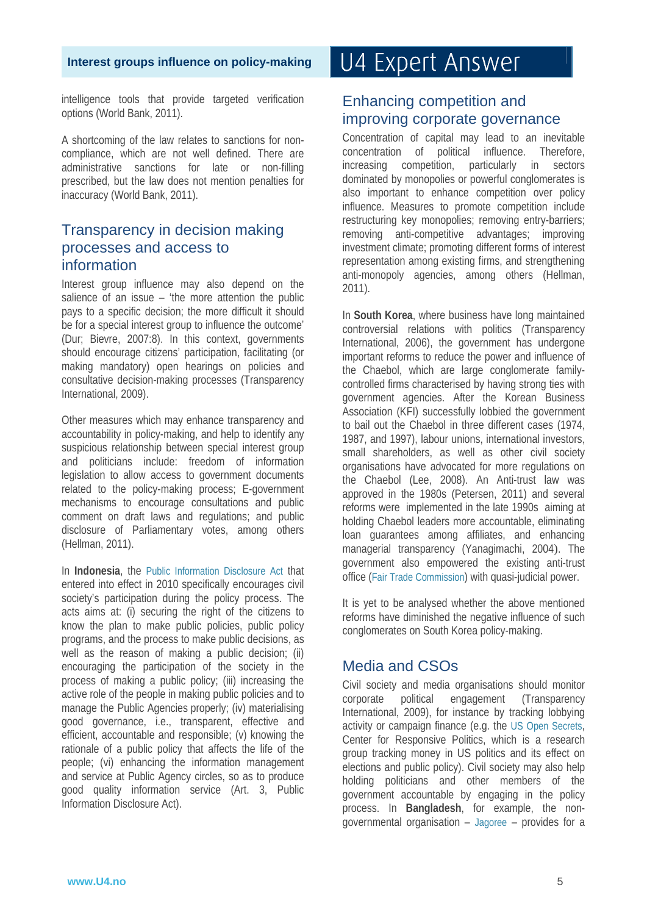intelligence tools that provide targeted verification options (World Bank, 2011).

A shortcoming of the law relates to sanctions for non-compliance, which are not well defined. There are administrative sanctions for late or non-filling prescribed, but the law does not mention penalties for inaccuracy (World Bank, 2011).

## Transparency in decision making processes and access to information

Interest group influence may also depend on the salience of an issue – 'the more attention the public pays to a specific decision; the more difficult it should be for a special interest group to influence the outcome' (Dur; Bievre, 2007:8). In this context, governments should encourage citizens' participation, facilitating (or making mandatory) open hearings on policies and consultative decision-making processes (Transparency International, 2009).

Other measures which may enhance transparency and accountability in policy-making, and help to identify any suspicious relationship between special interest group and politicians include: freedom of information legislation to allow access to government documents related to the policy-making process; E-government mechanisms to encourage consultations and public comment on draft laws and regulations; and public disclosure of Parliamentary votes, among others (Hellman, 2011).

In **Indonesia**, the Public Information Disclosure Act that entered into effect in 2010 specifically encourages civil society's participation during the policy process. The acts aims at: (i) securing the right of the citizens to know the plan to make public policies, public policy programs, and the process to make public decisions, as well as the reason of making a public decision; (ii) encouraging the participation of the society in the process of making a public policy; (iii) increasing the active role of the people in making public policies and to manage the Public Agencies properly; (iv) materialising good governance, i.e., transparent, effective and efficient, accountable and responsible; (v) knowing the rationale of a public policy that affects the life of the people; (vi) enhancing the information management and service at Public Agency circles, so as to produce good quality information service (Art. 3, Public Information Disclosure Act).

## Enhancing competition and improving corporate governance

Concentration of capital may lead to an inevitable concentration of political influence. Therefore, increasing competition, particularly in sectors dominated by monopolies or powerful conglomerates is also important to enhance competition over policy influence. Measures to promote competition include restructuring key monopolies; removing entry-barriers; removing anti-competitive advantages; improving investment climate; promoting different forms of interest representation among existing firms, and strengthening anti-monopoly agencies, among others (Hellman, 2011).

In **South Korea**, where business have long maintained controversial relations with politics (Transparency International, 2006), the government has undergone important reforms to reduce the power and influence of the Chaebol, which are large conglomerate family-controlled firms characterised by having strong ties with government agencies. After the Korean Business Association (KFI) successfully lobbied the government to bail out the Chaebol in three different cases (1974, 1987, and 1997), labour unions, international investors, small shareholders, as well as other civil society organisations have advocated for more regulations on the Chaebol (Lee, 2008). An Anti-trust law was approved in the 1980s (Petersen, 2011) and several reforms were implemented in the late 1990s aiming at holding Chaebol leaders more accountable, eliminating loan guarantees among affiliates, and enhancing managerial transparency (Yanagimachi, 2004). The government also empowered the existing anti-trust office (Fair Trade Commission) with quasi-judicial power.

It is yet to be analysed whether the above mentioned reforms have diminished the negative influence of such conglomerates on South Korea policy-making.

## Media and CSOs

Civil society and media organisations should monitor corporate political engagement (Transparency International, 2009), for instance by tracking lobbying activity or campaign finance (e.g. the US Open Secrets, Center for Responsive Politics, which is a research group tracking money in US politics and its effect on elections and public policy). Civil society may also help holding politicians and other members of the government accountable by engaging in the policy process. In **Bangladesh**, for example, the non-governmental organisation – Jagoree – provides for a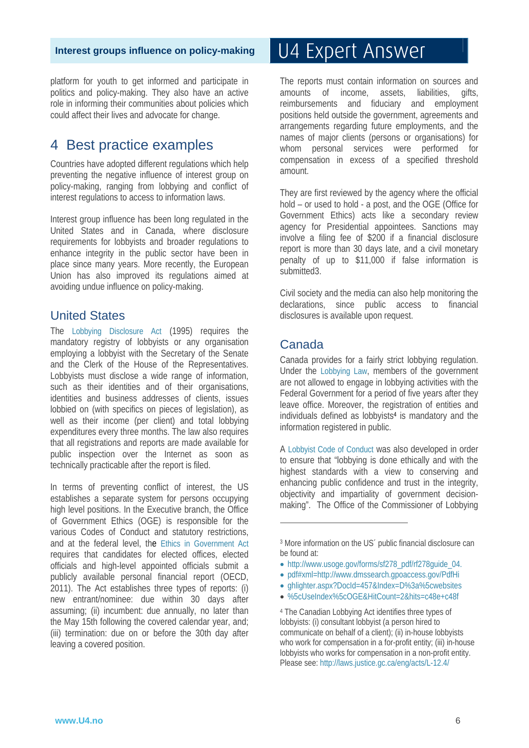platform for youth to get informed and participate in politics and policy-making. They also have an active role in informing their communities about policies which could affect their lives and advocate for change.

# 4 Best practice examples

Countries have adopted different regulations which help preventing the negative influence of interest group on policy-making, ranging from lobbying and conflict of interest regulations to access to information laws.

Interest group influence has been long regulated in the United States and in Canada, where disclosure requirements for lobbyists and broader regulations to enhance integrity in the public sector have been in place since many years. More recently, the European Union has also improved its regulations aimed at avoiding undue influence on policy-making.

## United States

The Lobbying Disclosure Act (1995) requires the mandatory registry of lobbyists or any organisation employing a lobbyist with the Secretary of the Senate and the Clerk of the House of the Representatives. Lobbyists must disclose a wide range of information, such as their identities and of their organisations, identities and business addresses of clients, issues lobbied on (with specifics on pieces of legislation), as well as their income (per client) and total lobbying expenditures every three months. The law also requires that all registrations and reports are made available for public inspection over the Internet as soon as technically practicable after the report is filed.

In terms of preventing conflict of interest, the US establishes a separate system for persons occupying high level positions. In the Executive branch, the Office of Government Ethics (OGE) is responsible for the various Codes of Conduct and statutory restrictions, and at the federal level, the Ethics in Government Act requires that candidates for elected offices, elected officials and high-level appointed officials submit a publicly available personal financial report (OECD, 2011). The Act establishes three types of reports: (i) new entrant/nominee: due within 30 days after assuming; (ii) incumbent: due annually, no later than the May 15th following the covered calendar year, and; (iii) termination: due on or before the 30th day after leaving a covered position.

The reports must contain information on sources and amounts of income, assets, liabilities, gifts, reimbursements and fiduciary and employment positions held outside the government, agreements and arrangements regarding future employments, and the names of major clients (persons or organisations) for whom personal services were performed for compensation in excess of a specified threshold amount.

They are first reviewed by the agency where the official hold – or used to hold - a post, and the OGE (Office for Government Ethics) acts like a secondary review agency for Presidential appointees. Sanctions may involve a filing fee of $200 if a financial disclosure report is more than 30 days late, and a civil monetary penalty of up to $11,000 if false information is submitted[3].

Civil society and the media can also help monitoring the declarations, since public access to financial disclosures is available upon request.

## Canada

Canada provides for a fairly strict lobbying regulation. Under the Lobbying Law, members of the government are not allowed to engage in lobbying activities with the Federal Government for a period of five years after they leave office. Moreover, the registration of entities and individuals defined as lobbyists[4] is mandatory and the information registered in public.

A Lobbyist Code of Conduct was also developed in order to ensure that "lobbying is done ethically and with the highest standards with a view to conserving and enhancing public confidence and trust in the integrity, objectivity and impartiality of government decision-making". The Office of the Commissioner of Lobbying

---

[3] More information on the US´ public financial disclosure can be found at:

- http://www.usoge.gov/forms/sf278_pdf/rf278guide_04.
- pdf#xml=http://www.dmssearch.gpoaccess.gov/PdfHi
- ghlighter.aspx?DocId=457&Index=D%3a%5cwebsites
- %5cUseIndex%5cOGE&HitCount=2&hits=c48e+c48f

[4] The Canadian Lobbying Act identifies three types of lobbyists: (i) consultant lobbyist (a person hired to communicate on behalf of a client); (ii) in-house lobbyists who work for compensation in a for-profit entity; (iii) in-house lobbyists who works for compensation in a non-profit entity. Please see: http://laws.justice.gc.ca/eng/acts/L-12.4/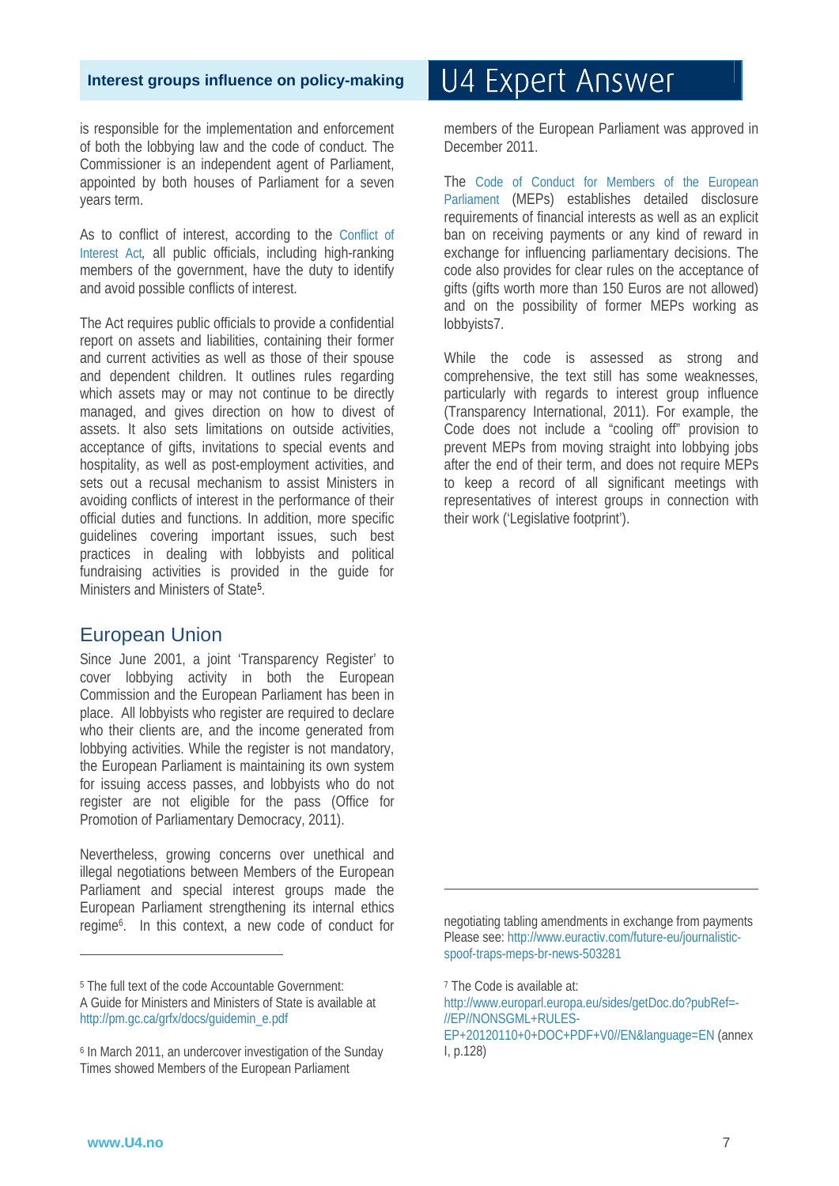is responsible for the implementation and enforcement of both the lobbying law and the code of conduct. The Commissioner is an independent agent of Parliament, appointed by both houses of Parliament for a seven years term.

As to conflict of interest, according to the Conflict of Interest Act, all public officials, including high-ranking members of the government, have the duty to identify and avoid possible conflicts of interest.

The Act requires public officials to provide a confidential report on assets and liabilities, containing their former and current activities as well as those of their spouse and dependent children. It outlines rules regarding which assets may or may not continue to be directly managed, and gives direction on how to divest of assets. It also sets limitations on outside activities, acceptance of gifts, invitations to special events and hospitality, as well as post-employment activities, and sets out a recusal mechanism to assist Ministers in avoiding conflicts of interest in the performance of their official duties and functions. In addition, more specific guidelines covering important issues, such best practices in dealing with lobbyists and political fundraising activities is provided in the guide for Ministers and Ministers of State[5].

## European Union

Since June 2001, a joint 'Transparency Register' to cover lobbying activity in both the European Commission and the European Parliament has been in place. All lobbyists who register are required to declare who their clients are, and the income generated from lobbying activities. While the register is not mandatory, the European Parliament is maintaining its own system for issuing access passes, and lobbyists who do not register are not eligible for the pass (Office for Promotion of Parliamentary Democracy, 2011).

Nevertheless, growing concerns over unethical and illegal negotiations between Members of the European Parliament and special interest groups made the European Parliament strengthening its internal ethics regime[6]. In this context, a new code of conduct for members of the European Parliament was approved in December 2011.

The Code of Conduct for Members of the European Parliament (MEPs) establishes detailed disclosure requirements of financial interests as well as an explicit ban on receiving payments or any kind of reward in exchange for influencing parliamentary decisions. The code also provides for clear rules on the acceptance of gifts (gifts worth more than 150 Euros are not allowed) and on the possibility of former MEPs working as lobbyists7.

While the code is assessed as strong and comprehensive, the text still has some weaknesses, particularly with regards to interest group influence (Transparency International, 2011). For example, the Code does not include a "cooling off" provision to prevent MEPs from moving straight into lobbying jobs after the end of their term, and does not require MEPs to keep a record of all significant meetings with representatives of interest groups in connection with their work ('Legislative footprint').

---

[5] The full text of the code Accountable Government: A Guide for Ministers and Ministers of State is available at http://pm.gc.ca/grfx/docs/guidemin_e.pdf

[6] In March 2011, an undercover investigation of the Sunday Times showed Members of the European Parliament negotiating tabling amendments in exchange from payments Please see: http://www.euractiv.com/future-eu/journalistic-spoof-traps-meps-br-news-503281

[7] The Code is available at: http://www.europarl.europa.eu/sides/getDoc.do?pubRef=-//EP//NONSGML+RULES-EP+20120110+0+DOC+PDF+V0//EN&language=EN (annex I, p.128)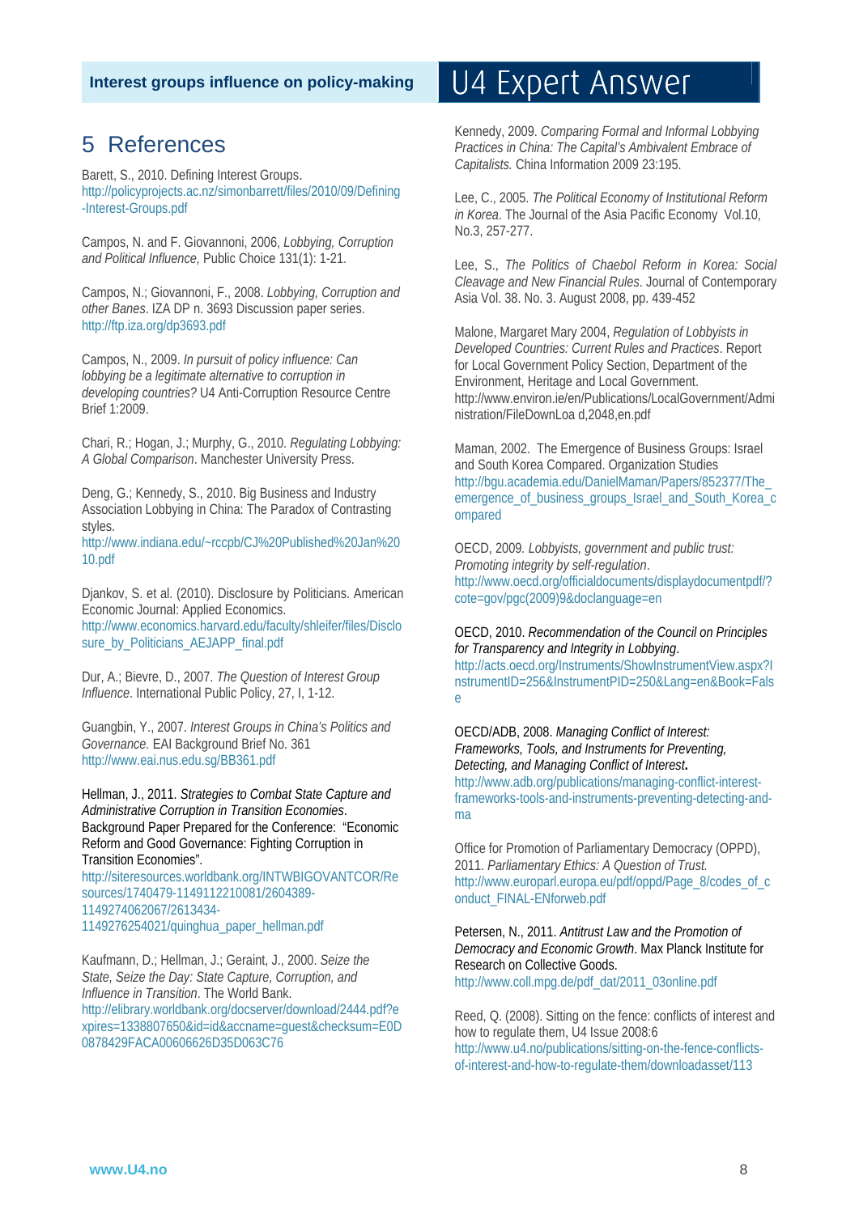# 5 References

Barett, S., 2010. Defining Interest Groups. http://policyprojects.ac.nz/simonbarrett/files/2010/09/Defining-Interest-Groups.pdf

Campos, N. and F. Giovannoni, 2006, *Lobbying, Corruption and Political Influence,* Public Choice 131(1): 1-21.

Campos, N.; Giovannoni, F., 2008. *Lobbying, Corruption and other Banes*. IZA DP n. 3693 Discussion paper series. http://ftp.iza.org/dp3693.pdf

Campos, N., 2009. *In pursuit of policy influence: Can lobbying be a legitimate alternative to corruption in developing countries?* U4 Anti-Corruption Resource Centre Brief 1:2009.

Chari, R.; Hogan, J.; Murphy, G., 2010. *Regulating Lobbying: A Global Comparison*. Manchester University Press.

Deng, G.; Kennedy, S., 2010. Big Business and Industry Association Lobbying in China: The Paradox of Contrasting styles. http://www.indiana.edu/~rccpb/CJ%20Published%20Jan%2010.pdf

Djankov, S. et al. (2010). Disclosure by Politicians. American Economic Journal: Applied Economics. http://www.economics.harvard.edu/faculty/shleifer/files/Disclosure_by_Politicians_AEJAPP_final.pdf

Dur, A.; Bievre, D., 2007. *The Question of Interest Group Influence*. International Public Policy, 27, I, 1-12.

Guangbin, Y., 2007. *Interest Groups in China's Politics and Governance.* EAI Background Brief No. 361 http://www.eai.nus.edu.sg/BB361.pdf

Hellman, J., 2011. *Strategies to Combat State Capture and Administrative Corruption in Transition Economies*. Background Paper Prepared for the Conference: "Economic Reform and Good Governance: Fighting Corruption in Transition Economies". http://siteresources.worldbank.org/INTWBIGOVANTCOR/Resources/1740479-1149112210081/2604389-1149274062067/2613434-1149276254021/quinghua_paper_hellman.pdf

Kaufmann, D.; Hellman, J.; Geraint, J., 2000. *Seize the State, Seize the Day: State Capture, Corruption, and Influence in Transition*. The World Bank. http://elibrary.worldbank.org/docserver/download/2444.pdf?expires=1338807650&id=id&accname=guest&checksum=E0D0878429FACA00606626D35D063C76

Kennedy, 2009. *Comparing Formal and Informal Lobbying Practices in China: The Capital's Ambivalent Embrace of Capitalists.* China Information 2009 23:195.

Lee, C., 2005. *The Political Economy of Institutional Reform in Korea*. The Journal of the Asia Pacific Economy Vol.10, No.3, 257-277.

Lee, S., *The Politics of Chaebol Reform in Korea: Social Cleavage and New Financial Rules*. Journal of Contemporary Asia Vol. 38. No. 3. August 2008, pp. 439-452

Malone, Margaret Mary 2004, *Regulation of Lobbyists in Developed Countries: Current Rules and Practices*. Report for Local Government Policy Section, Department of the Environment, Heritage and Local Government. http://www.environ.ie/en/Publications/LocalGovernment/Administration/FileDownLoa d,2048,en.pdf

Maman, 2002. The Emergence of Business Groups: Israel and South Korea Compared. Organization Studies http://bgu.academia.edu/DanielMaman/Papers/852377/The_emergence_of_business_groups_Israel_and_South_Korea_compared

OECD, 2009. *Lobbyists, government and public trust: Promoting integrity by self-regulation*. http://www.oecd.org/officialdocuments/displaydocumentpdf/?cote=gov/pgc(2009)9&doclanguage=en

OECD, 2010. *Recommendation of the Council on Principles for Transparency and Integrity in Lobbying*. http://acts.oecd.org/Instruments/ShowInstrumentView.aspx?InstrumentID=256&InstrumentPID=250&Lang=en&Book=False

OECD/ADB, 2008. *Managing Conflict of Interest: Frameworks, Tools, and Instruments for Preventing, Detecting, and Managing Conflict of Interest.* http://www.adb.org/publications/managing-conflict-interest-frameworks-tools-and-instruments-preventing-detecting-and-ma

Office for Promotion of Parliamentary Democracy (OPPD), 2011. *Parliamentary Ethics: A Question of Trust.* http://www.europarl.europa.eu/pdf/oppd/Page_8/codes_of_conduct_FINAL-ENforweb.pdf

Petersen, N., 2011. *Antitrust Law and the Promotion of Democracy and Economic Growth*. Max Planck Institute for Research on Collective Goods. http://www.coll.mpg.de/pdf_dat/2011_03online.pdf

Reed, Q. (2008). Sitting on the fence: conflicts of interest and how to regulate them, U4 Issue 2008:6 http://www.u4.no/publications/sitting-on-the-fence-conflicts-of-interest-and-how-to-regulate-them/downloadasset/113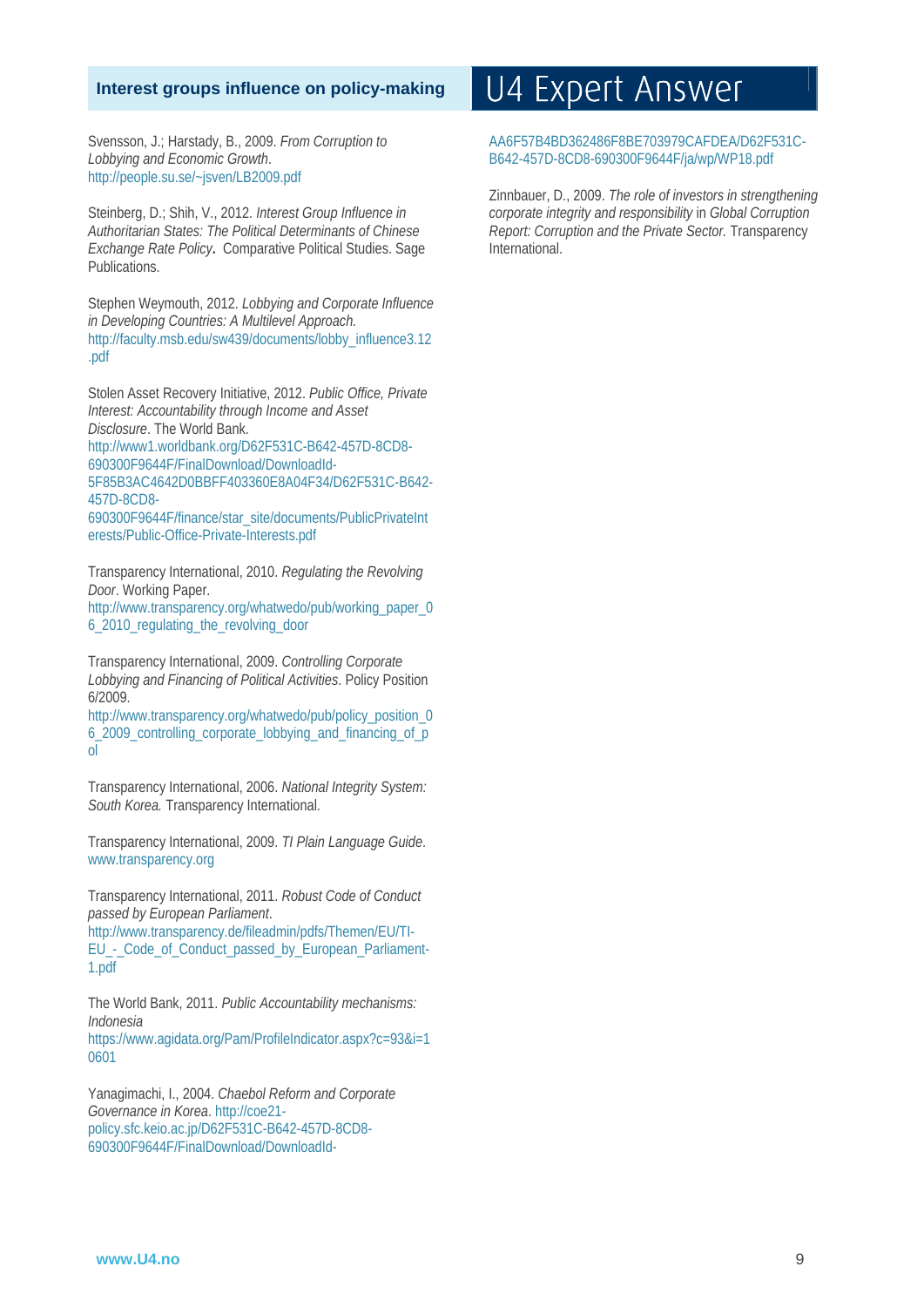Svensson, J.; Harstady, B., 2009. *From Corruption to Lobbying and Economic Growth*. http://people.su.se/~jsven/LB2009.pdf

Steinberg, D.; Shih, V., 2012. *Interest Group Influence in Authoritarian States: The Political Determinants of Chinese Exchange Rate Policy***.** Comparative Political Studies. Sage Publications.

Stephen Weymouth, 2012. *Lobbying and Corporate Influence in Developing Countries: A Multilevel Approach.* http://faculty.msb.edu/sw439/documents/lobby_influence3.12.pdf

Stolen Asset Recovery Initiative, 2012. *Public Office, Private Interest: Accountability through Income and Asset Disclosure*. The World Bank. http://www1.worldbank.org/D62F531C-B642-457D-8CD8-690300F9644F/FinalDownload/DownloadId-5F85B3AC4642D0BBFF403360E8A04F34/D62F531C-B642-457D-8CD8-690300F9644F/finance/star_site/documents/PublicPrivateInterests/Public-Office-Private-Interests.pdf

Transparency International, 2010. *Regulating the Revolving Door*. Working Paper. http://www.transparency.org/whatwedo/pub/working_paper_06_2010_regulating_the_revolving_door

Transparency International, 2009. *Controlling Corporate Lobbying and Financing of Political Activities*. Policy Position 6/2009. http://www.transparency.org/whatwedo/pub/policy_position_06_2009_controlling_corporate_lobbying_and_financing_of_pol

Transparency International, 2006. *National Integrity System: South Korea.* Transparency International.

Transparency International, 2009. *TI Plain Language Guide*. www.transparency.org

Transparency International, 2011. *Robust Code of Conduct passed by European Parliament.* http://www.transparency.de/fileadmin/pdfs/Themen/EU/TI-EU_-_Code_of_Conduct_passed_by_European_Parliament-1.pdf

The World Bank, 2011. *Public Accountability mechanisms: Indonesia* https://www.agidata.org/Pam/ProfileIndicator.aspx?c=93&i=10601

Yanagimachi, I., 2004. *Chaebol Reform and Corporate Governance in Korea*. http://coe21-policy.sfc.keio.ac.jp/D62F531C-B642-457D-8CD8-690300F9644F/FinalDownload/DownloadId-AA6F57B4BD362486F8BE703979CAFDEA/D62F531C-B642-457D-8CD8-690300F9644F/ja/wp/WP18.pdf

Zinnbauer, D., 2009. *The role of investors in strengthening corporate integrity and responsibility* in *Global Corruption Report: Corruption and the Private Sector.* Transparency International.